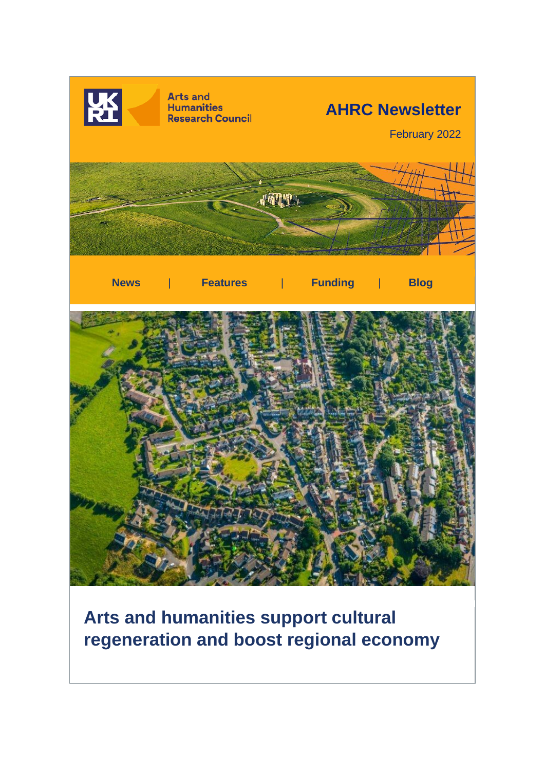Arts and Humanities Research Council

# AHRC Newsletter

February 2022

**News** | **Features** | **Funding** | **Blog**

## Arts and humanities support cultural regeneration and boost regional economy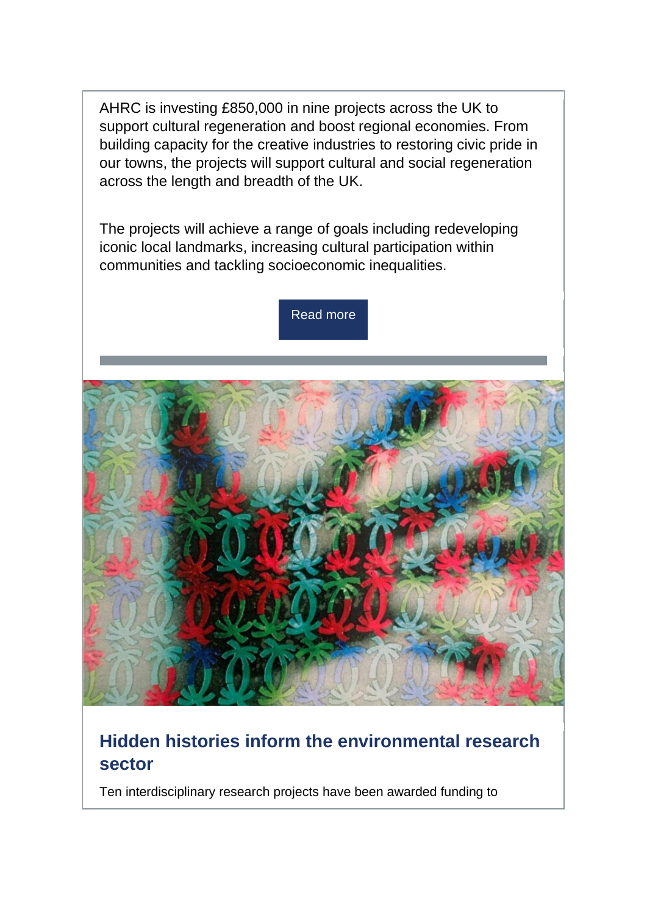AHRC is investing £850,000 in nine projects across the UK to support cultural regeneration and boost regional economies. From building capacity for the creative industries to restoring civic pride in our towns, the projects will support cultural and social regeneration across the length and breadth of the UK.

The projects will achieve a range of goals including redeveloping iconic local landmarks, increasing cultural participation within communities and tackling socioeconomic inequalities.

Read more

## Hidden histories inform the environmental research sector

Ten interdisciplinary research projects have been awarded funding to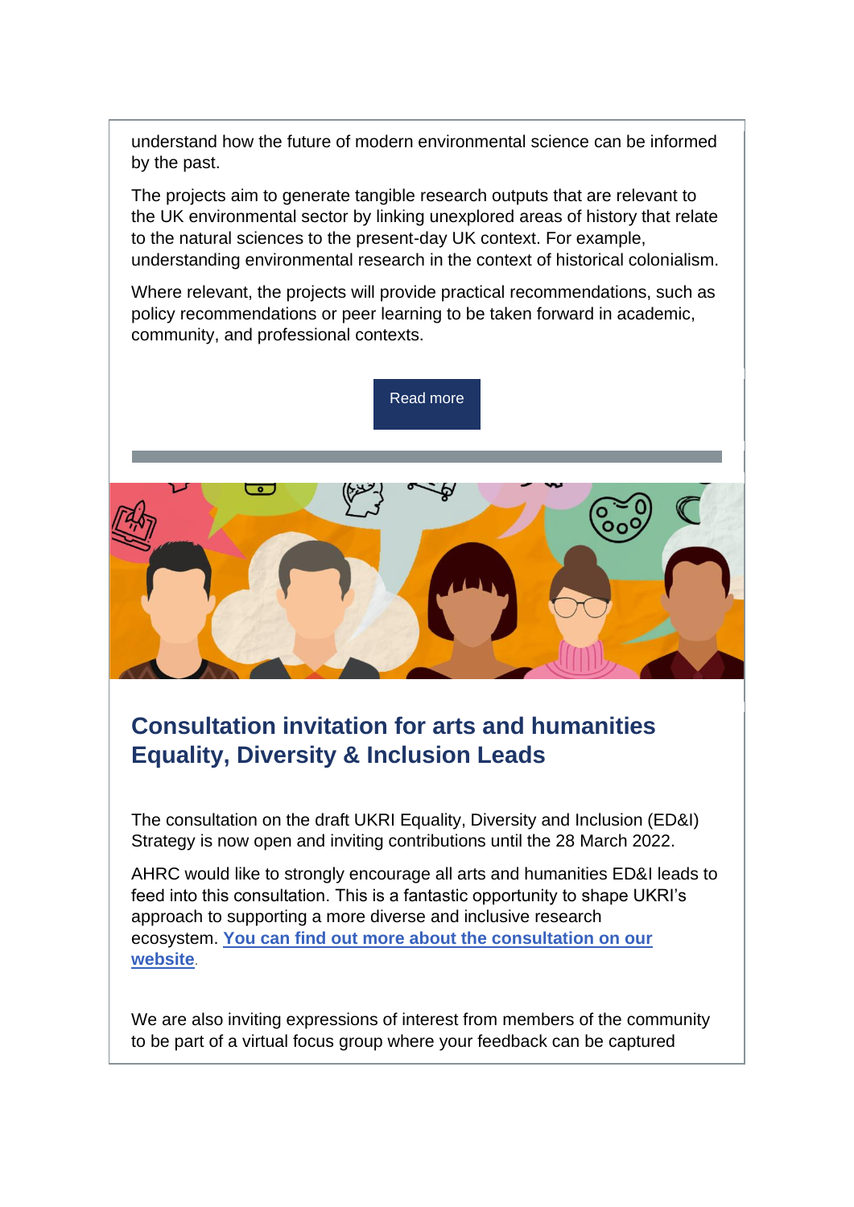understand how the future of modern environmental science can be informed by the past.

The projects aim to generate tangible research outputs that are relevant to the UK environmental sector by linking unexplored areas of history that relate to the natural sciences to the present-day UK context. For example, understanding environmental research in the context of historical colonialism.

Where relevant, the projects will provide practical recommendations, such as policy recommendations or peer learning to be taken forward in academic, community, and professional contexts.

Read more

## Consultation invitation for arts and humanities Equality, Diversity & Inclusion Leads

The consultation on the draft UKRI Equality, Diversity and Inclusion (ED&I) Strategy is now open and inviting contributions until the 28 March 2022.

AHRC would like to strongly encourage all arts and humanities ED&I leads to feed into this consultation. This is a fantastic opportunity to shape UKRI's approach to supporting a more diverse and inclusive research ecosystem. **You can find out more about the consultation on our website**.

We are also inviting expressions of interest from members of the community to be part of a virtual focus group where your feedback can be captured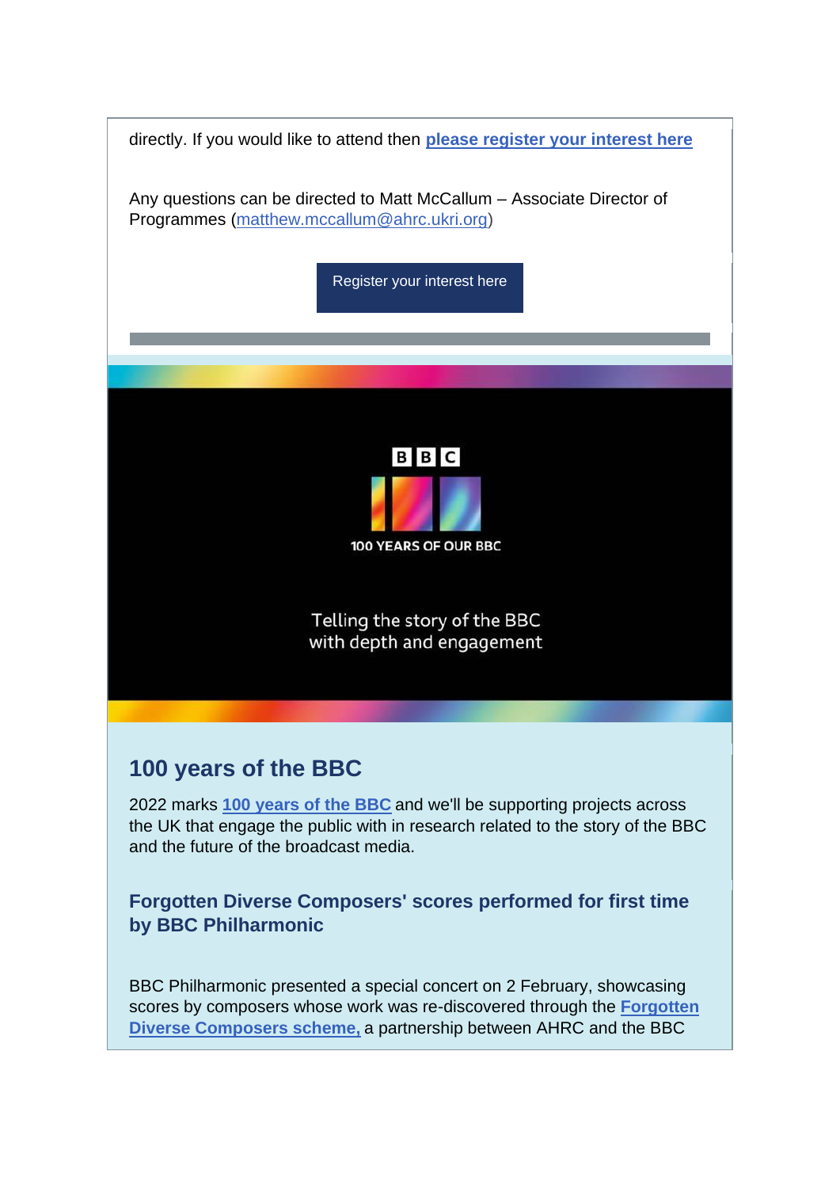directly. If you would like to attend then **please register your interest here**

Any questions can be directed to Matt McCallum – Associate Director of Programmes (matthew.mccallum@ahrc.ukri.org)

Register your interest here

BBC

100 YEARS OF OUR BBC

Telling the story of the BBC with depth and engagement

## 100 years of the BBC

2022 marks **100 years of the BBC** and we'll be supporting projects across the UK that engage the public with in research related to the story of the BBC and the future of the broadcast media.

### Forgotten Diverse Composers' scores performed for first time by BBC Philharmonic

BBC Philharmonic presented a special concert on 2 February, showcasing scores by composers whose work was re-discovered through the **Forgotten Diverse Composers scheme,** a partnership between AHRC and the BBC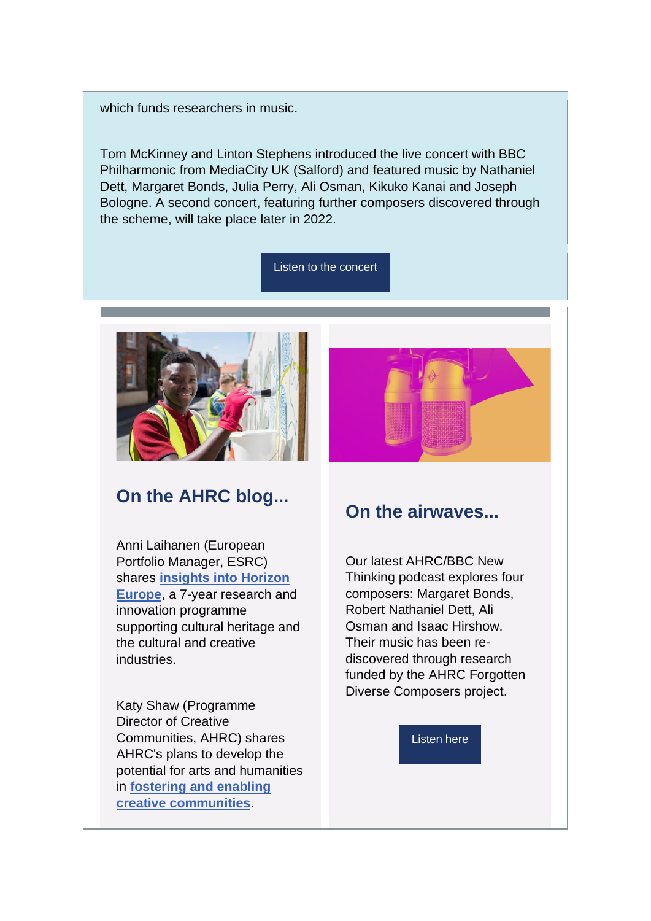which funds researchers in music.

Tom McKinney and Linton Stephens introduced the live concert with BBC Philharmonic from MediaCity UK (Salford) and featured music by Nathaniel Dett, Margaret Bonds, Julia Perry, Ali Osman, Kikuko Kanai and Joseph Bologne. A second concert, featuring further composers discovered through the scheme, will take place later in 2022.

Listen to the concert

## On the AHRC blog...

Anni Laihanen (European Portfolio Manager, ESRC) shares **insights into Horizon Europe**, a 7-year research and innovation programme supporting cultural heritage and the cultural and creative industries.

Katy Shaw (Programme Director of Creative Communities, AHRC) shares AHRC's plans to develop the potential for arts and humanities in **fostering and enabling creative communities**.

## On the airwaves...

Our latest AHRC/BBC New Thinking podcast explores four composers: Margaret Bonds, Robert Nathaniel Dett, Ali Osman and Isaac Hirshow. Their music has been re-discovered through research funded by the AHRC Forgotten Diverse Composers project.

Listen here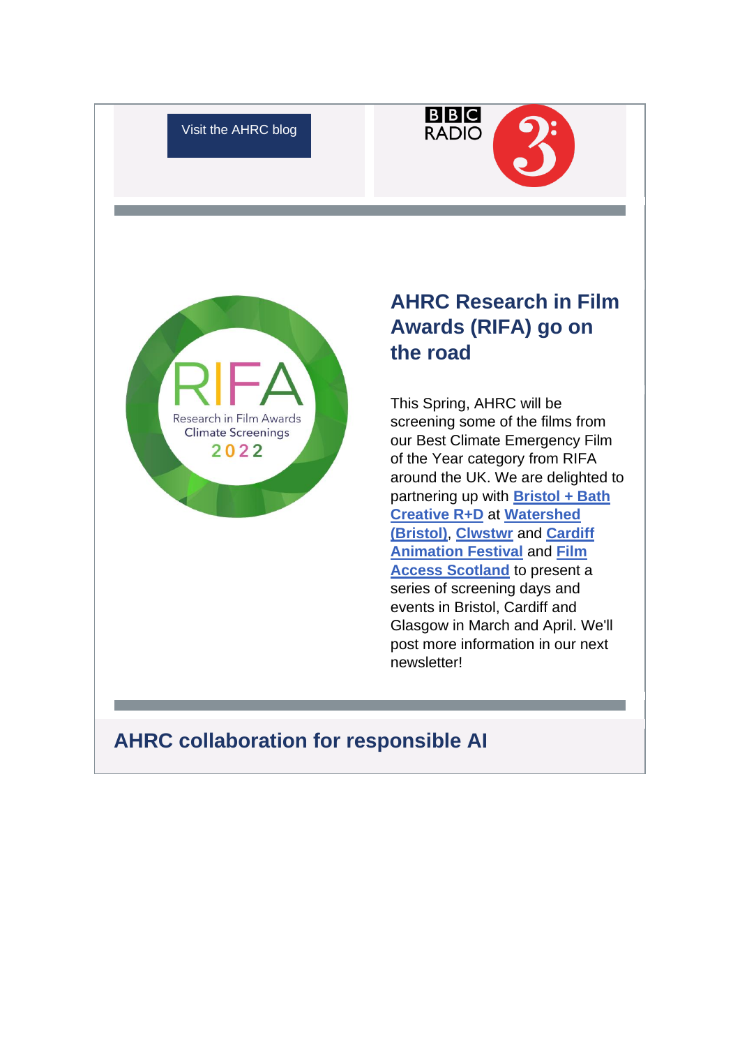Visit the AHRC blog

## AHRC Research in Film Awards (RIFA) go on the road

This Spring, AHRC will be screening some of the films from our Best Climate Emergency Film of the Year category from RIFA around the UK. We are delighted to partnering up with **Bristol + Bath Creative R+D** at **Watershed (Bristol)**, **Clwstwr** and **Cardiff Animation Festival** and **Film Access Scotland** to present a series of screening days and events in Bristol, Cardiff and Glasgow in March and April. We'll post more information in our next newsletter!

## AHRC collaboration for responsible AI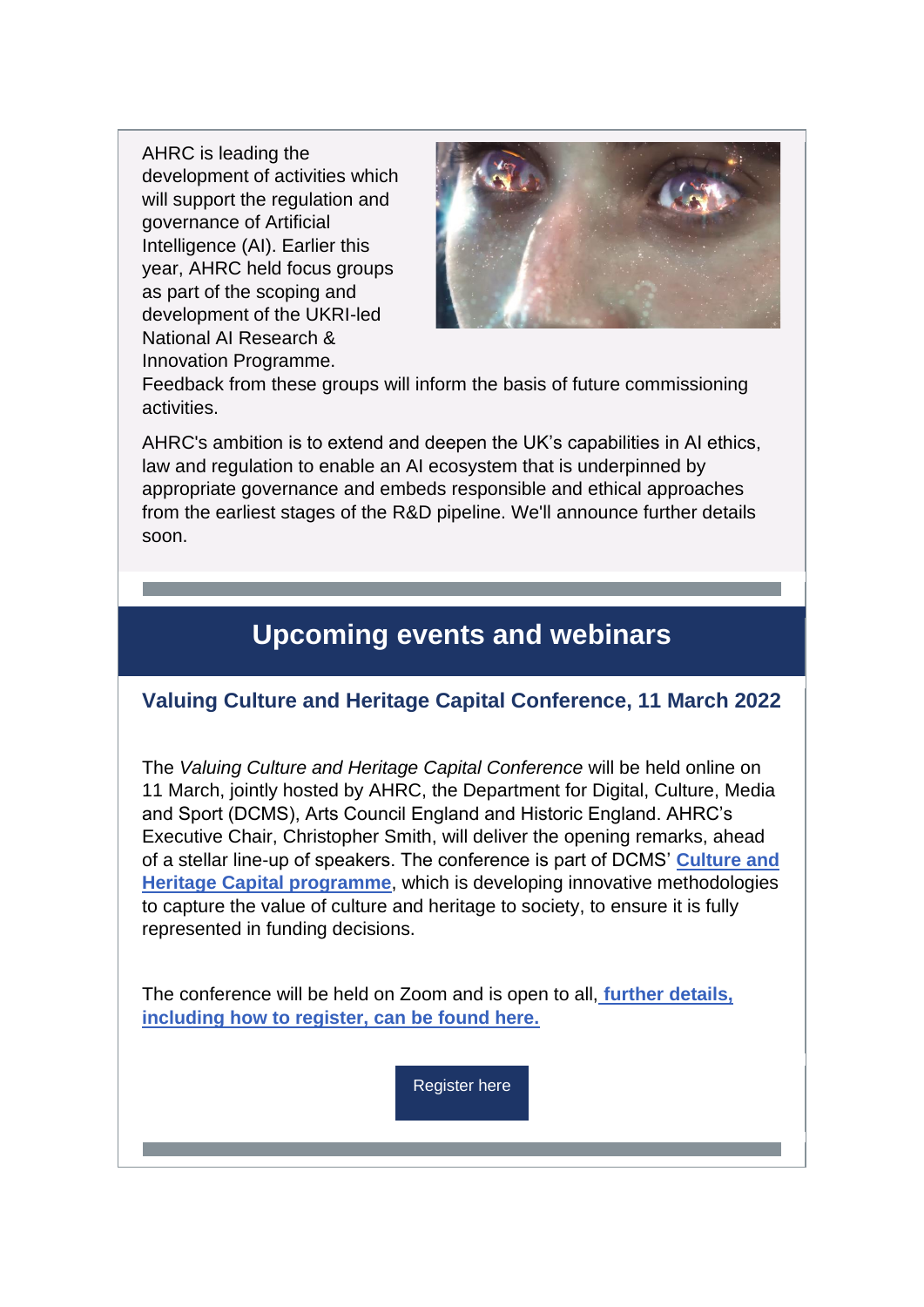AHRC is leading the development of activities which will support the regulation and governance of Artificial Intelligence (AI). Earlier this year, AHRC held focus groups as part of the scoping and development of the UKRI-led National AI Research & Innovation Programme. Feedback from these groups will inform the basis of future commissioning activities.

AHRC's ambition is to extend and deepen the UK's capabilities in AI ethics, law and regulation to enable an AI ecosystem that is underpinned by appropriate governance and embeds responsible and ethical approaches from the earliest stages of the R&D pipeline. We'll announce further details soon.

## Upcoming events and webinars

### Valuing Culture and Heritage Capital Conference, 11 March 2022

The *Valuing Culture and Heritage Capital Conference* will be held online on 11 March, jointly hosted by AHRC, the Department for Digital, Culture, Media and Sport (DCMS), Arts Council England and Historic England. AHRC's Executive Chair, Christopher Smith, will deliver the opening remarks, ahead of a stellar line-up of speakers. The conference is part of DCMS' **Culture and Heritage Capital programme**, which is developing innovative methodologies to capture the value of culture and heritage to society, to ensure it is fully represented in funding decisions.

The conference will be held on Zoom and is open to all, **further details, including how to register, can be found here.**

Register here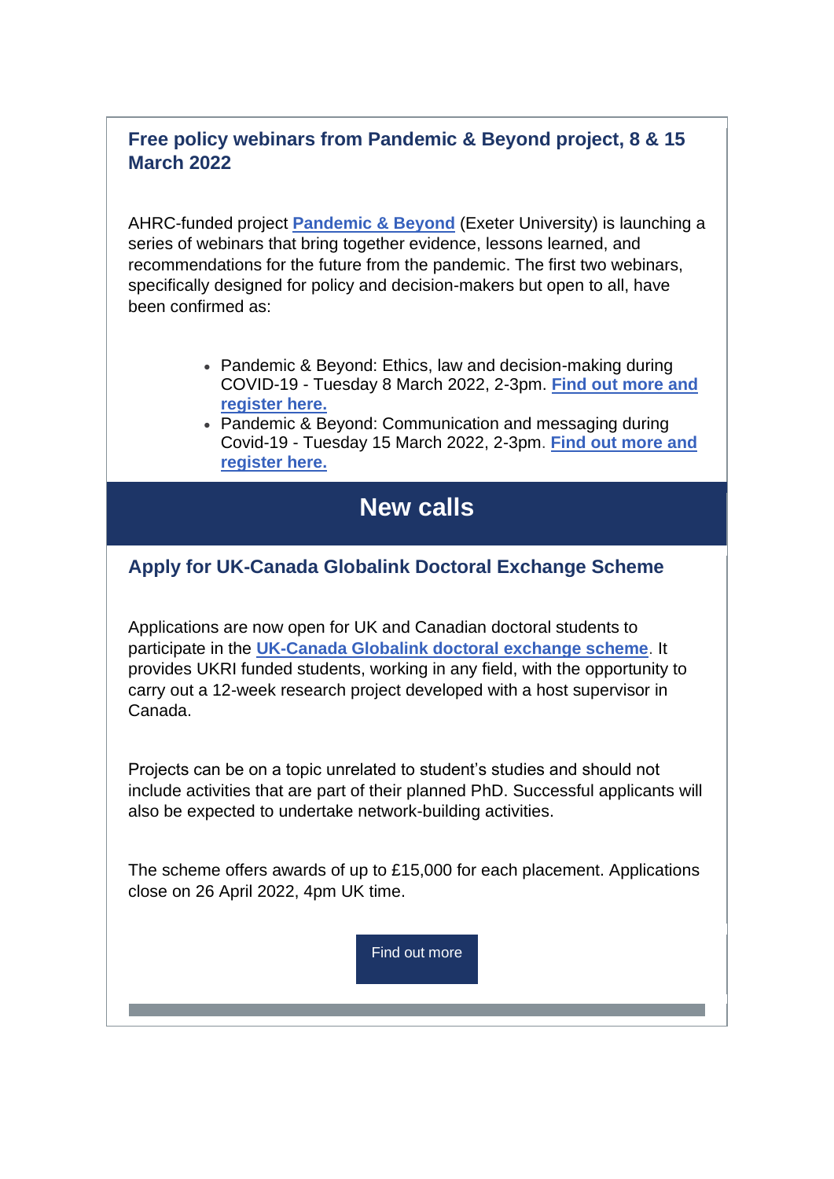### Free policy webinars from Pandemic & Beyond project, 8 & 15 March 2022

AHRC-funded project **Pandemic & Beyond** (Exeter University) is launching a series of webinars that bring together evidence, lessons learned, and recommendations for the future from the pandemic. The first two webinars, specifically designed for policy and decision-makers but open to all, have been confirmed as:

- Pandemic & Beyond: Ethics, law and decision-making during COVID-19 - Tuesday 8 March 2022, 2-3pm. **Find out more and register here.**
- Pandemic & Beyond: Communication and messaging during Covid-19 - Tuesday 15 March 2022, 2-3pm. **Find out more and register here.**

## New calls

### Apply for UK-Canada Globalink Doctoral Exchange Scheme

Applications are now open for UK and Canadian doctoral students to participate in the **UK-Canada Globalink doctoral exchange scheme**. It provides UKRI funded students, working in any field, with the opportunity to carry out a 12-week research project developed with a host supervisor in Canada.

Projects can be on a topic unrelated to student's studies and should not include activities that are part of their planned PhD. Successful applicants will also be expected to undertake network-building activities.

The scheme offers awards of up to £15,000 for each placement. Applications close on 26 April 2022, 4pm UK time.

Find out more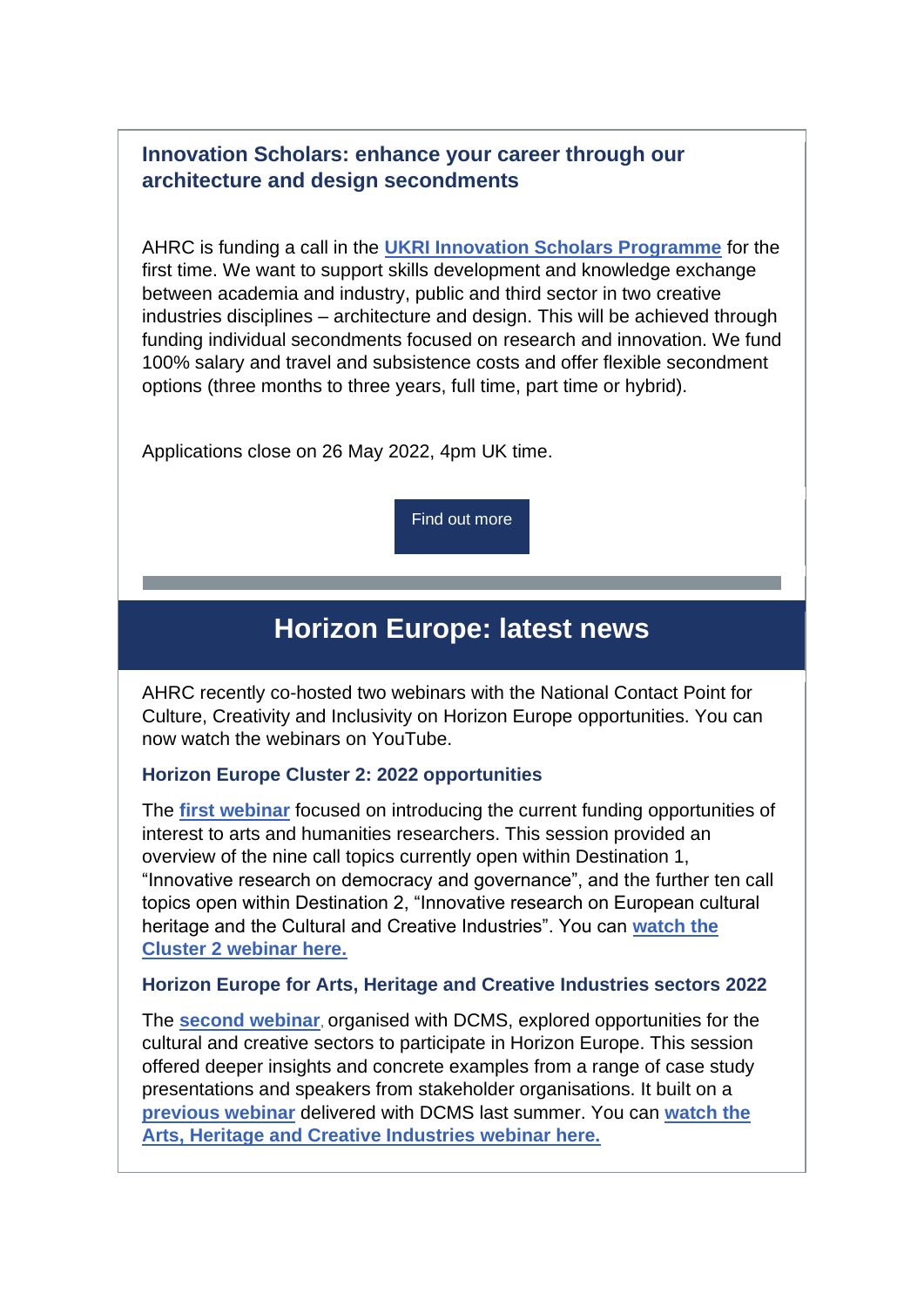### Innovation Scholars: enhance your career through our architecture and design secondments

AHRC is funding a call in the **UKRI Innovation Scholars Programme** for the first time. We want to support skills development and knowledge exchange between academia and industry, public and third sector in two creative industries disciplines – architecture and design. This will be achieved through funding individual secondments focused on research and innovation. We fund 100% salary and travel and subsistence costs and offer flexible secondment options (three months to three years, full time, part time or hybrid).

Applications close on 26 May 2022, 4pm UK time.

Find out more

## Horizon Europe: latest news

AHRC recently co-hosted two webinars with the National Contact Point for Culture, Creativity and Inclusivity on Horizon Europe opportunities. You can now watch the webinars on YouTube.

### Horizon Europe Cluster 2: 2022 opportunities

The **first webinar** focused on introducing the current funding opportunities of interest to arts and humanities researchers. This session provided an overview of the nine call topics currently open within Destination 1, "Innovative research on democracy and governance", and the further ten call topics open within Destination 2, "Innovative research on European cultural heritage and the Cultural and Creative Industries". You can **watch the Cluster 2 webinar here.**

### Horizon Europe for Arts, Heritage and Creative Industries sectors 2022

The **second webinar**, organised with DCMS, explored opportunities for the cultural and creative sectors to participate in Horizon Europe. This session offered deeper insights and concrete examples from a range of case study presentations and speakers from stakeholder organisations. It built on a **previous webinar** delivered with DCMS last summer. You can **watch the Arts, Heritage and Creative Industries webinar here.**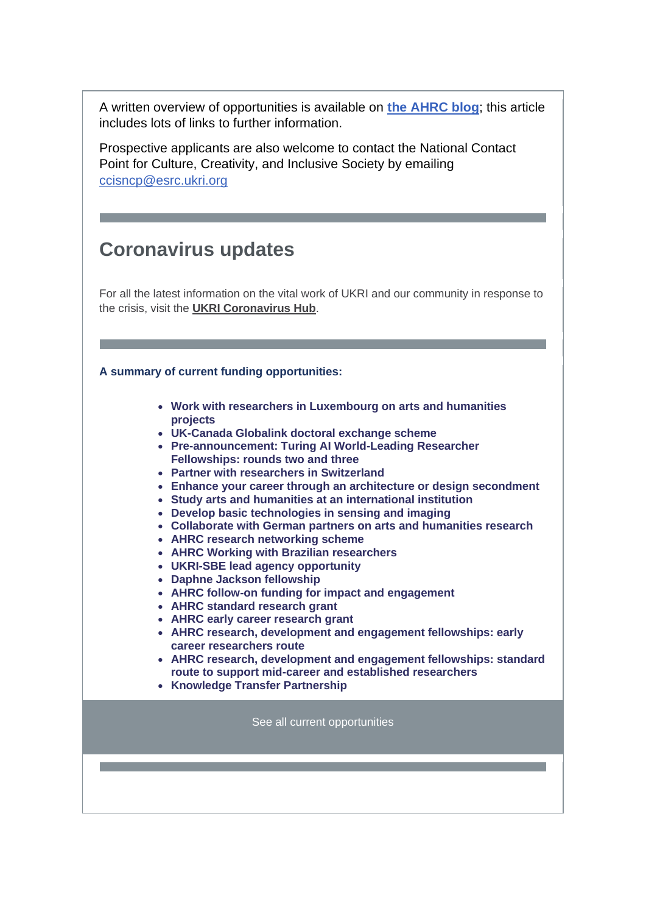A written overview of opportunities is available on **the AHRC blog**; this article includes lots of links to further information.

Prospective applicants are also welcome to contact the National Contact Point for Culture, Creativity, and Inclusive Society by emailing ccisncp@esrc.ukri.org

## Coronavirus updates

For all the latest information on the vital work of UKRI and our community in response to the crisis, visit the **UKRI Coronavirus Hub**.

**A summary of current funding opportunities:**

- **Work with researchers in Luxembourg on arts and humanities projects**
- **UK-Canada Globalink doctoral exchange scheme**
- **Pre-announcement: Turing AI World-Leading Researcher Fellowships: rounds two and three**
- **Partner with researchers in Switzerland**
- **Enhance your career through an architecture or design secondment**
- **Study arts and humanities at an international institution**
- **Develop basic technologies in sensing and imaging**
- **Collaborate with German partners on arts and humanities research**
- **AHRC research networking scheme**
- **AHRC Working with Brazilian researchers**
- **UKRI-SBE lead agency opportunity**
- **Daphne Jackson fellowship**
- **AHRC follow-on funding for impact and engagement**
- **AHRC standard research grant**
- **AHRC early career research grant**
- **AHRC research, development and engagement fellowships: early career researchers route**
- **AHRC research, development and engagement fellowships: standard route to support mid-career and established researchers**
- **Knowledge Transfer Partnership**

See all current opportunities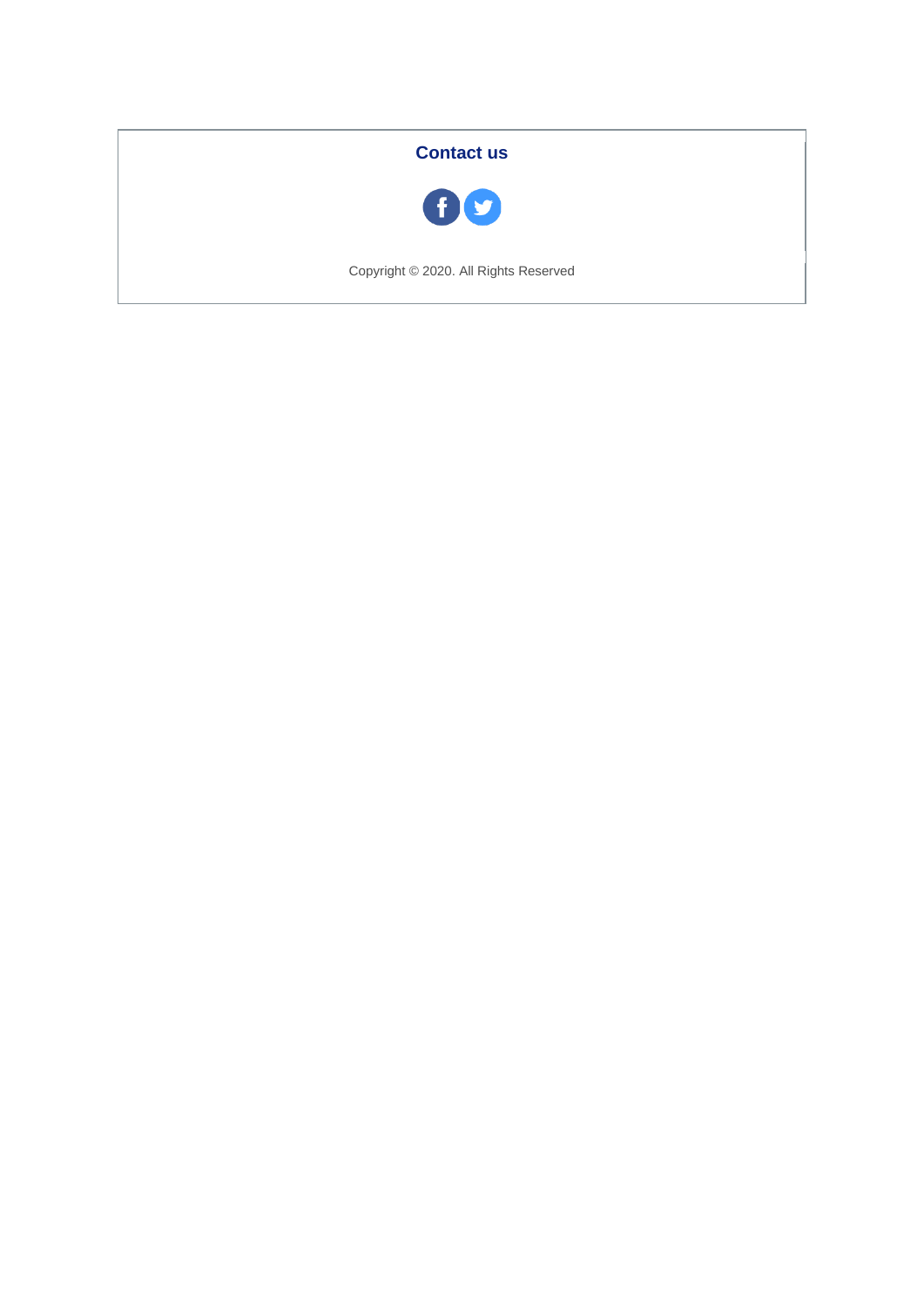**Contact us**

Copyright © 2020. All Rights Reserved